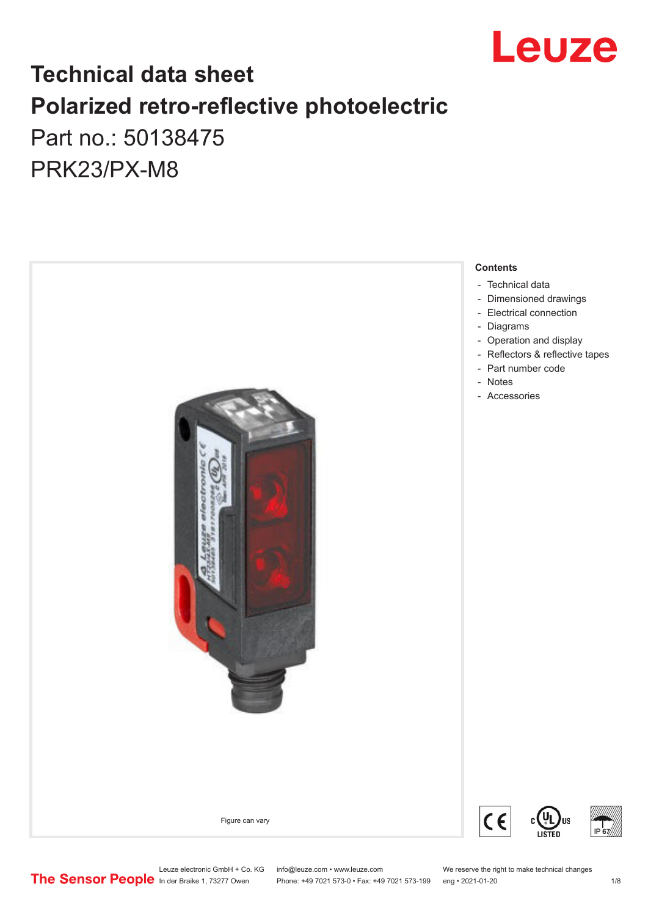# Technical data sheet

# Polarized retro-reflective photoelectric

Part no.: 50138475

PRK23/PX-M8

Figure can vary

**Contents**

- Technical data
- Dimensioned drawings
- Electrical connection
- Diagrams
- Operation and display
- Reflectors & reflective tapes
- Part number code
- Notes
- Accessories

Leuze electronic GmbH + Co. KG
In der Braike 1, 73277 Owen

info@leuze.com • www.leuze.com
Phone: +49 7021 573-0 • Fax: +49 7021 573-199

We reserve the right to make technical changes
eng • 2021-01-20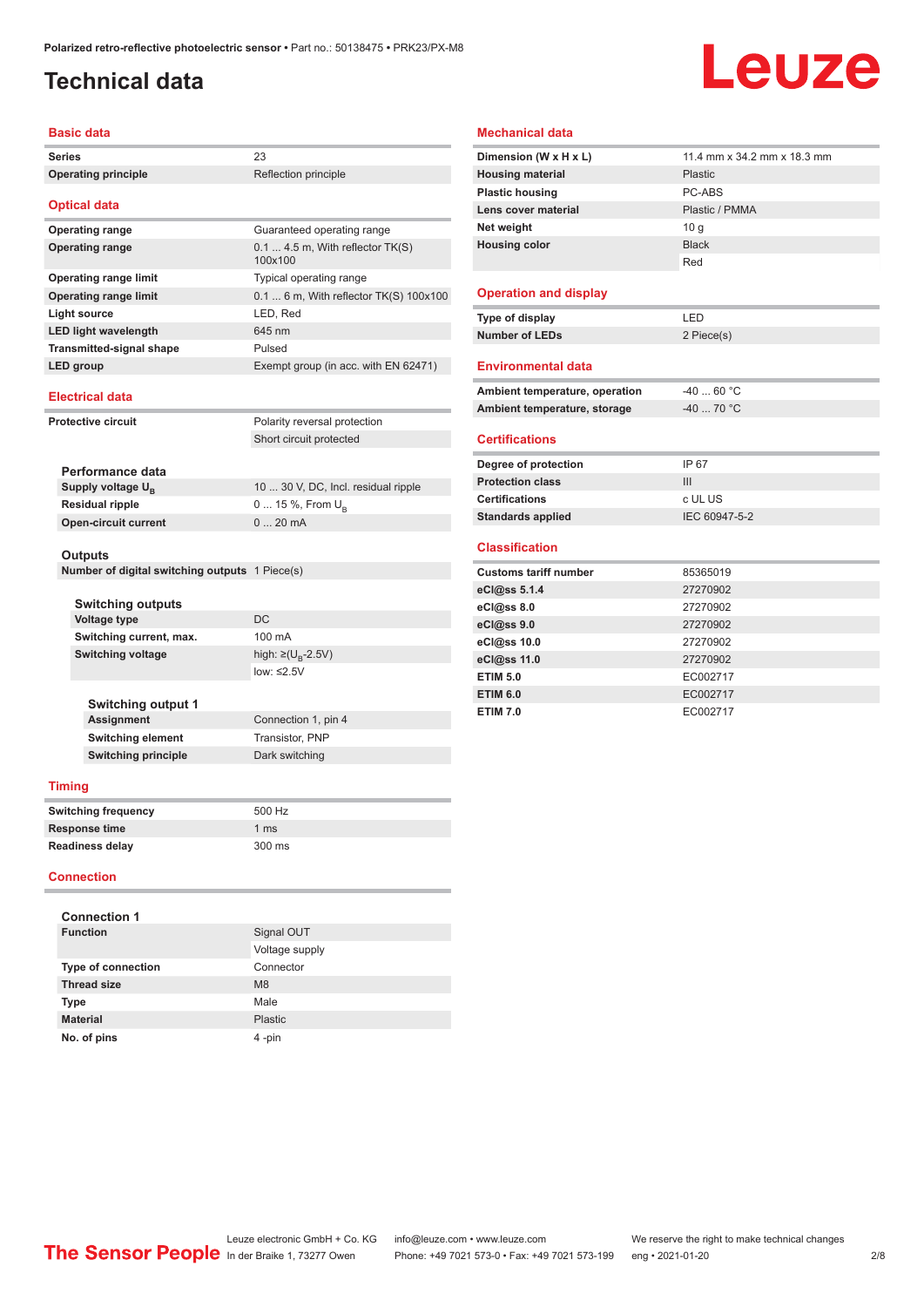# Technical data

## Basic data

| | |
|---|---|
| **Series** | 23 |
| **Operating principle** | Reflection principle |

## Optical data

| | |
|---|---|
| **Operating range** | Guaranteed operating range |
| **Operating range** | 0.1 ... 4.5 m, With reflector TK(S) 100x100 |
| **Operating range limit** | Typical operating range |
| **Operating range limit** | 0.1 ... 6 m, With reflector TK(S) 100x100 |
| **Light source** | LED, Red |
| **LED light wavelength** | 645 nm |
| **Transmitted-signal shape** | Pulsed |
| **LED group** | Exempt group (in acc. with EN 62471) |

## Electrical data

| | |
|---|---|
| **Protective circuit** | Polarity reversal protection |
| | Short circuit protected |

### Performance data

| | |
|---|---|
| **Supply voltage $U_B$** | 10 ... 30 V, DC, Incl. residual ripple |
| **Residual ripple** | 0 ... 15 %, From $U_B$ |
| **Open-circuit current** | 0 ... 20 mA |

### Outputs

| | |
|---|---|
| **Number of digital switching outputs** | 1 Piece(s) |

#### Switching outputs

| | |
|---|---|
| **Voltage type** | DC |
| **Switching current, max.** | 100 mA |
| **Switching voltage** | high: ≥($U_B$-2.5V) |
| | low: ≤2.5V |

#### Switching output 1

| | |
|---|---|
| **Assignment** | Connection 1, pin 4 |
| **Switching element** | Transistor, PNP |
| **Switching principle** | Dark switching |

## Timing

| | |
|---|---|
| **Switching frequency** | 500 Hz |
| **Response time** | 1 ms |
| **Readiness delay** | 300 ms |

## Connection

### Connection 1

| | |
|---|---|
| **Function** | Signal OUT |
| | Voltage supply |
| **Type of connection** | Connector |
| **Thread size** | M8 |
| **Type** | Male |
| **Material** | Plastic |
| **No. of pins** | 4 -pin |

## Mechanical data

| | |
|---|---|
| **Dimension (W x H x L)** | 11.4 mm x 34.2 mm x 18.3 mm |
| **Housing material** | Plastic |
| **Plastic housing** | PC-ABS |
| **Lens cover material** | Plastic / PMMA |
| **Net weight** | 10 g |
| **Housing color** | Black |
| | Red |

## Operation and display

| | |
|---|---|
| **Type of display** | LED |
| **Number of LEDs** | 2 Piece(s) |

## Environmental data

| | |
|---|---|
| **Ambient temperature, operation** | -40 ... 60 °C |
| **Ambient temperature, storage** | -40 ... 70 °C |

## Certifications

| | |
|---|---|
| **Degree of protection** | IP 67 |
| **Protection class** | III |
| **Certifications** | c UL US |
| **Standards applied** | IEC 60947-5-2 |

## Classification

| | |
|---|---|
| **Customs tariff number** | 85365019 |
| **eCl@ss 5.1.4** | 27270902 |
| **eCl@ss 8.0** | 27270902 |
| **eCl@ss 9.0** | 27270902 |
| **eCl@ss 10.0** | 27270902 |
| **eCl@ss 11.0** | 27270902 |
| **ETIM 5.0** | EC002717 |
| **ETIM 6.0** | EC002717 |
| **ETIM 7.0** | EC002717 |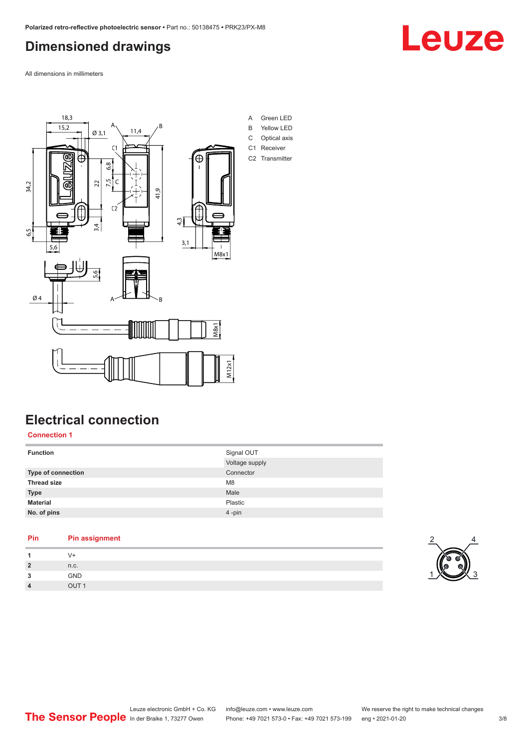# Dimensioned drawings

All dimensions in millimeters

A Green LED
B Yellow LED
C Optical axis
C1 Receiver
C2 Transmitter

# Electrical connection

## Connection 1

| | |
|---|---|
| **Function** | Signal OUT |
| | Voltage supply |
| **Type of connection** | Connector |
| **Thread size** | M8 |
| **Type** | Male |
| **Material** | Plastic |
| **No. of pins** | 4 -pin |

| Pin | Pin assignment |
|---|---|
| **1** | V+ |
| **2** | n.c. |
| **3** | GND |
| **4** | OUT 1 |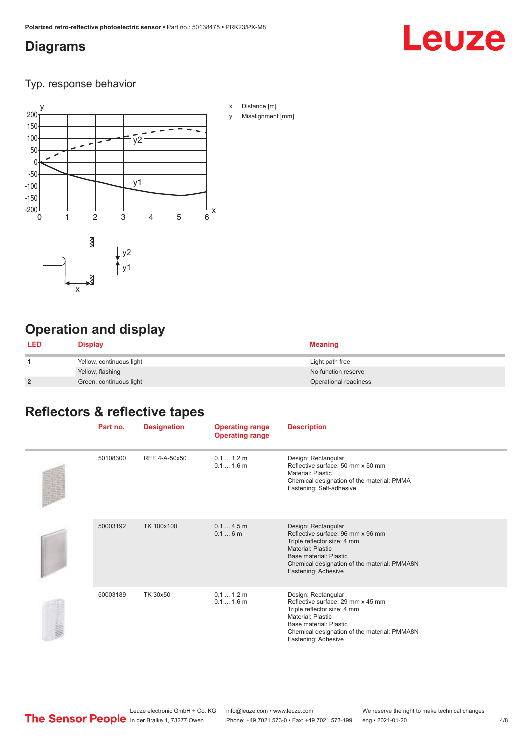## Diagrams

Typ. response behavior

x Distance [m]

y Misalignment [mm]

## Operation and display

| LED | Display | Meaning |
|---|---|---|
| 1 | Yellow, continuous light | Light path free |
| | Yellow, flashing | No function reserve |
| 2 | Green, continuous light | Operational readiness |

## Reflectors & reflective tapes

| | Part no. | Designation | Operating range<br>Operating range | Description |
|---|---|---|---|---|
| | 50108300 | REF 4-A-50x50 | 0.1 ... 1.2 m<br>0.1 ... 1.6 m | Design: Rectangular<br>Reflective surface: 50 mm x 50 mm<br>Material: Plastic<br>Chemical designation of the material: PMMA<br>Fastening: Self-adhesive |
| | 50003192 | TK 100x100 | 0.1 ... 4.5 m<br>0.1 ... 6 m | Design: Rectangular<br>Reflective surface: 96 mm x 96 mm<br>Triple reflector size: 4 mm<br>Material: Plastic<br>Base material: Plastic<br>Chemical designation of the material: PMMA8N<br>Fastening: Adhesive |
| | 50003189 | TK 30x50 | 0.1 ... 1.2 m<br>0.1 ... 1.6 m | Design: Rectangular<br>Reflective surface: 29 mm x 45 mm<br>Triple reflector size: 4 mm<br>Material: Plastic<br>Base material: Plastic<br>Chemical designation of the material: PMMA8N<br>Fastening: Adhesive |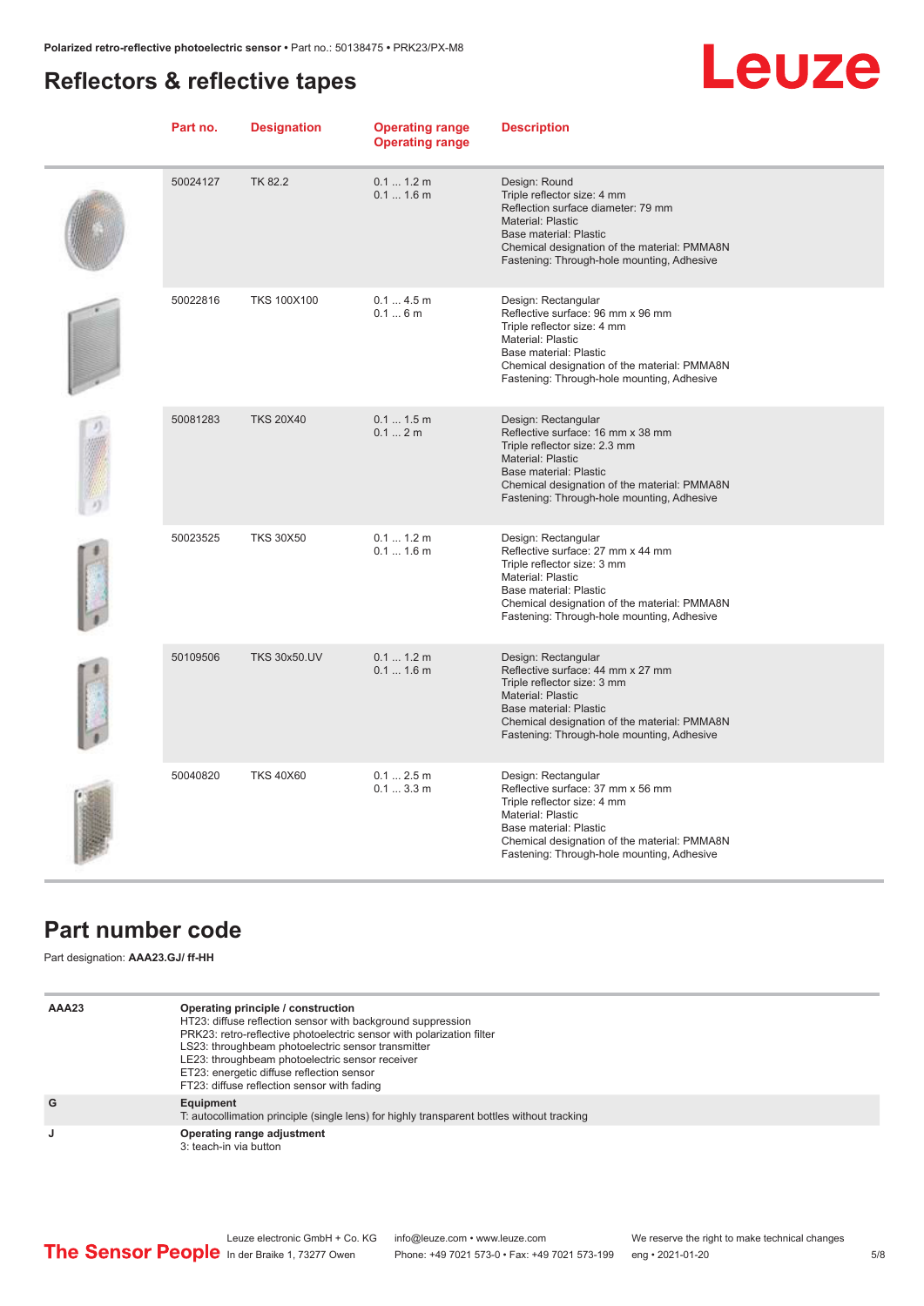## Reflectors & reflective tapes

| Part no. | Designation | Operating range<br>Operating range | Description |
|---|---|---|---|
| 50024127 | TK 82.2 | 0.1 ... 1.2 m<br>0.1 ... 1.6 m | Design: Round<br>Triple reflector size: 4 mm<br>Reflection surface diameter: 79 mm<br>Material: Plastic<br>Base material: Plastic<br>Chemical designation of the material: PMMA8N<br>Fastening: Through-hole mounting, Adhesive |
| 50022816 | TKS 100X100 | 0.1 ... 4.5 m<br>0.1 ... 6 m | Design: Rectangular<br>Reflective surface: 96 mm x 96 mm<br>Triple reflector size: 4 mm<br>Material: Plastic<br>Base material: Plastic<br>Chemical designation of the material: PMMA8N<br>Fastening: Through-hole mounting, Adhesive |
| 50081283 | TKS 20X40 | 0.1 ... 1.5 m<br>0.1 ... 2 m | Design: Rectangular<br>Reflective surface: 16 mm x 38 mm<br>Triple reflector size: 2.3 mm<br>Material: Plastic<br>Base material: Plastic<br>Chemical designation of the material: PMMA8N<br>Fastening: Through-hole mounting, Adhesive |
| 50023525 | TKS 30X50 | 0.1 ... 1.2 m<br>0.1 ... 1.6 m | Design: Rectangular<br>Reflective surface: 27 mm x 44 mm<br>Triple reflector size: 3 mm<br>Material: Plastic<br>Base material: Plastic<br>Chemical designation of the material: PMMA8N<br>Fastening: Through-hole mounting, Adhesive |
| 50109506 | TKS 30x50.UV | 0.1 ... 1.2 m<br>0.1 ... 1.6 m | Design: Rectangular<br>Reflective surface: 44 mm x 27 mm<br>Triple reflector size: 3 mm<br>Material: Plastic<br>Base material: Plastic<br>Chemical designation of the material: PMMA8N<br>Fastening: Through-hole mounting, Adhesive |
| 50040820 | TKS 40X60 | 0.1 ... 2.5 m<br>0.1 ... 3.3 m | Design: Rectangular<br>Reflective surface: 37 mm x 56 mm<br>Triple reflector size: 4 mm<br>Material: Plastic<br>Base material: Plastic<br>Chemical designation of the material: PMMA8N<br>Fastening: Through-hole mounting, Adhesive |

## Part number code

Part designation: **AAA23.GJ/ ff-HH**

| | |
|---|---|
| **AAA23** | **Operating principle / construction**<br>HT23: diffuse reflection sensor with background suppression<br>PRK23: retro-reflective photoelectric sensor with polarization filter<br>LS23: throughbeam photoelectric sensor transmitter<br>LE23: throughbeam photoelectric sensor receiver<br>ET23: energetic diffuse reflection sensor<br>FT23: diffuse reflection sensor with fading |
| **G** | **Equipment**<br>T: autocollimation principle (single lens) for highly transparent bottles without tracking |
| **J** | **Operating range adjustment**<br>3: teach-in via button |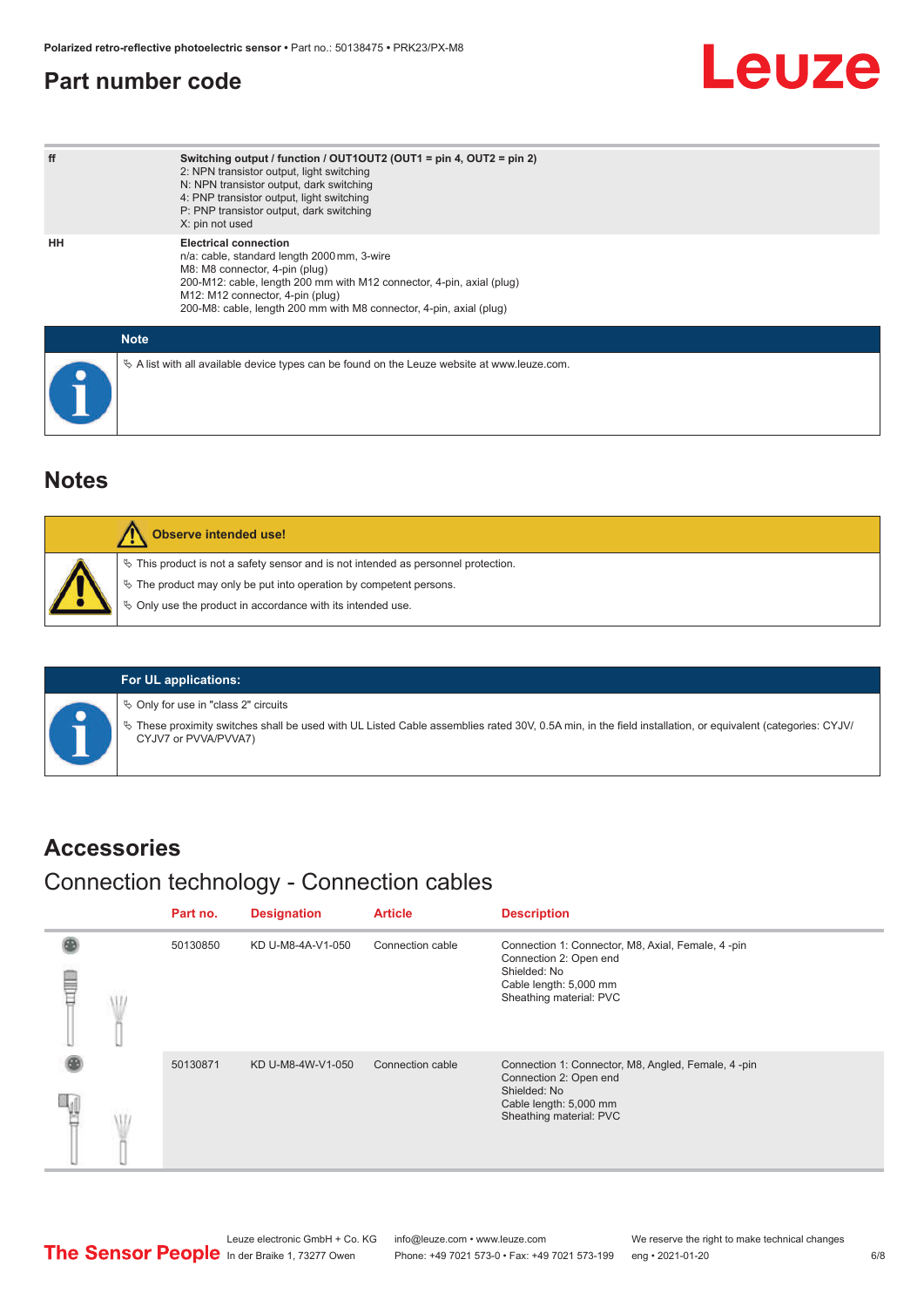## Part number code

| | |
|---|---|
| ff | **Switching output / function / OUT1OUT2 (OUT1 = pin 4, OUT2 = pin 2)**<br>2: NPN transistor output, light switching<br>N: NPN transistor output, dark switching<br>4: PNP transistor output, light switching<br>P: PNP transistor output, dark switching<br>X: pin not used |
| HH | **Electrical connection**<br>n/a: cable, standard length 2000 mm, 3-wire<br>M8: M8 connector, 4-pin (plug)<br>200-M12: cable, length 200 mm with M12 connector, 4-pin, axial (plug)<br>M12: M12 connector, 4-pin (plug)<br>200-M8: cable, length 200 mm with M8 connector, 4-pin, axial (plug) |

**Note**

- A list with all available device types can be found on the Leuze website at www.leuze.com.

## Notes

**Observe intended use!**

- This product is not a safety sensor and is not intended as personnel protection.
- The product may only be put into operation by competent persons.
- Only use the product in accordance with its intended use.

**For UL applications:**

- Only for use in "class 2" circuits
- These proximity switches shall be used with UL Listed Cable assemblies rated 30V, 0.5A min, in the field installation, or equivalent (categories: CYJV/CYJV7 or PVVA/PVVA7)

## Accessories

### Connection technology - Connection cables

| Part no. | Designation | Article | Description |
|---|---|---|---|
| 50130850 | KD U-M8-4A-V1-050 | Connection cable | Connection 1: Connector, M8, Axial, Female, 4 -pin<br>Connection 2: Open end<br>Shielded: No<br>Cable length: 5,000 mm<br>Sheathing material: PVC |
| 50130871 | KD U-M8-4W-V1-050 | Connection cable | Connection 1: Connector, M8, Angled, Female, 4 -pin<br>Connection 2: Open end<br>Shielded: No<br>Cable length: 5,000 mm<br>Sheathing material: PVC |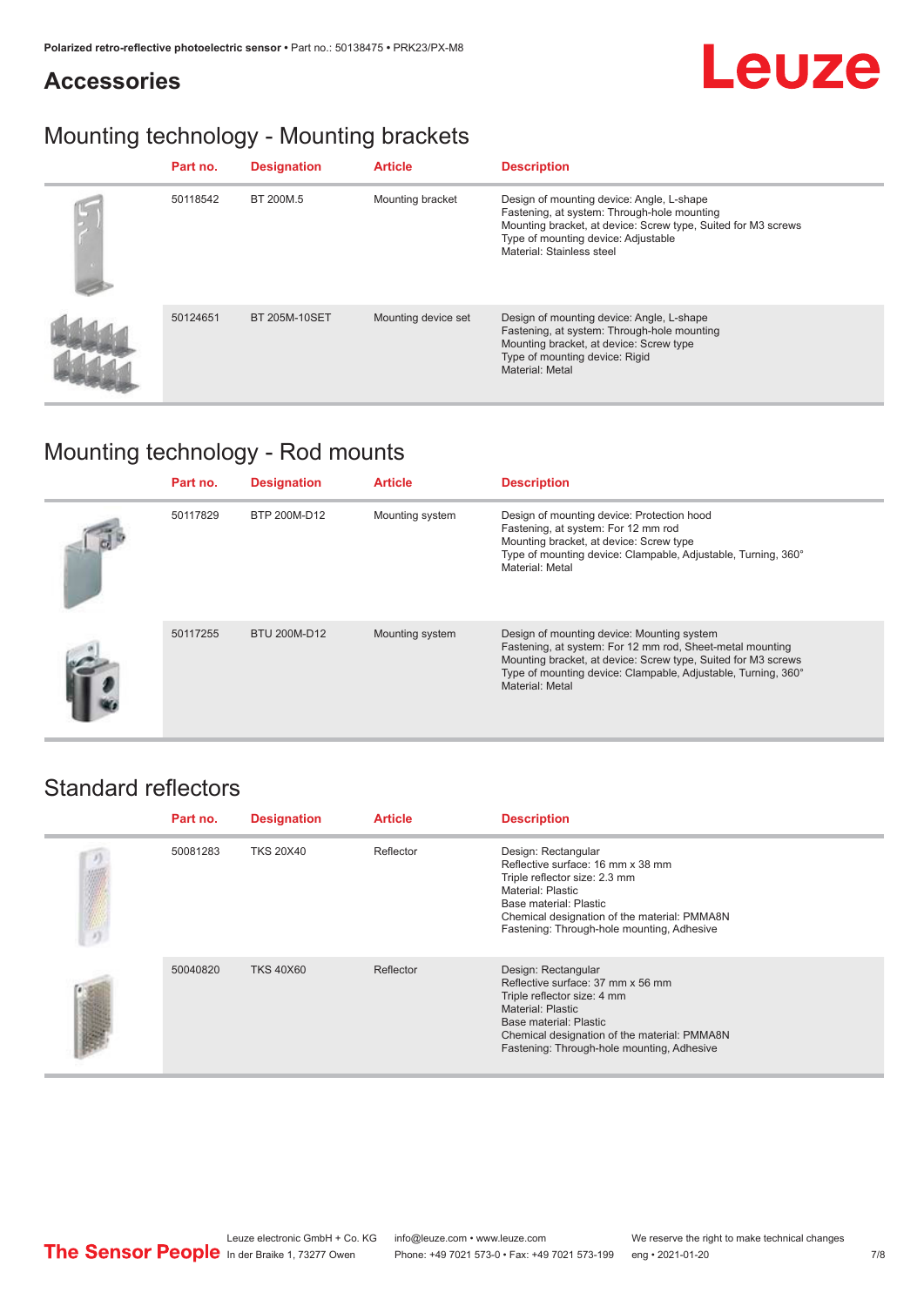## Accessories

### Mounting technology - Mounting brackets

| Part no. | Designation | Article | Description |
|---|---|---|---|
| 50118542 | BT 200M.5 | Mounting bracket | Design of mounting device: Angle, L-shape<br>Fastening, at system: Through-hole mounting<br>Mounting bracket, at device: Screw type, Suited for M3 screws<br>Type of mounting device: Adjustable<br>Material: Stainless steel |
| 50124651 | BT 205M-10SET | Mounting device set | Design of mounting device: Angle, L-shape<br>Fastening, at system: Through-hole mounting<br>Mounting bracket, at device: Screw type<br>Type of mounting device: Rigid<br>Material: Metal |

### Mounting technology - Rod mounts

| Part no. | Designation | Article | Description |
|---|---|---|---|
| 50117829 | BTP 200M-D12 | Mounting system | Design of mounting device: Protection hood<br>Fastening, at system: For 12 mm rod<br>Mounting bracket, at device: Screw type<br>Type of mounting device: Clampable, Adjustable, Turning, 360°<br>Material: Metal |
| 50117255 | BTU 200M-D12 | Mounting system | Design of mounting device: Mounting system<br>Fastening, at system: For 12 mm rod, Sheet-metal mounting<br>Mounting bracket, at device: Screw type, Suited for M3 screws<br>Type of mounting device: Clampable, Adjustable, Turning, 360°<br>Material: Metal |

### Standard reflectors

| Part no. | Designation | Article | Description |
|---|---|---|---|
| 50081283 | TKS 20X40 | Reflector | Design: Rectangular<br>Reflective surface: 16 mm x 38 mm<br>Triple reflector size: 2.3 mm<br>Material: Plastic<br>Base material: Plastic<br>Chemical designation of the material: PMMA8N<br>Fastening: Through-hole mounting, Adhesive |
| 50040820 | TKS 40X60 | Reflector | Design: Rectangular<br>Reflective surface: 37 mm x 56 mm<br>Triple reflector size: 4 mm<br>Material: Plastic<br>Base material: Plastic<br>Chemical designation of the material: PMMA8N<br>Fastening: Through-hole mounting, Adhesive |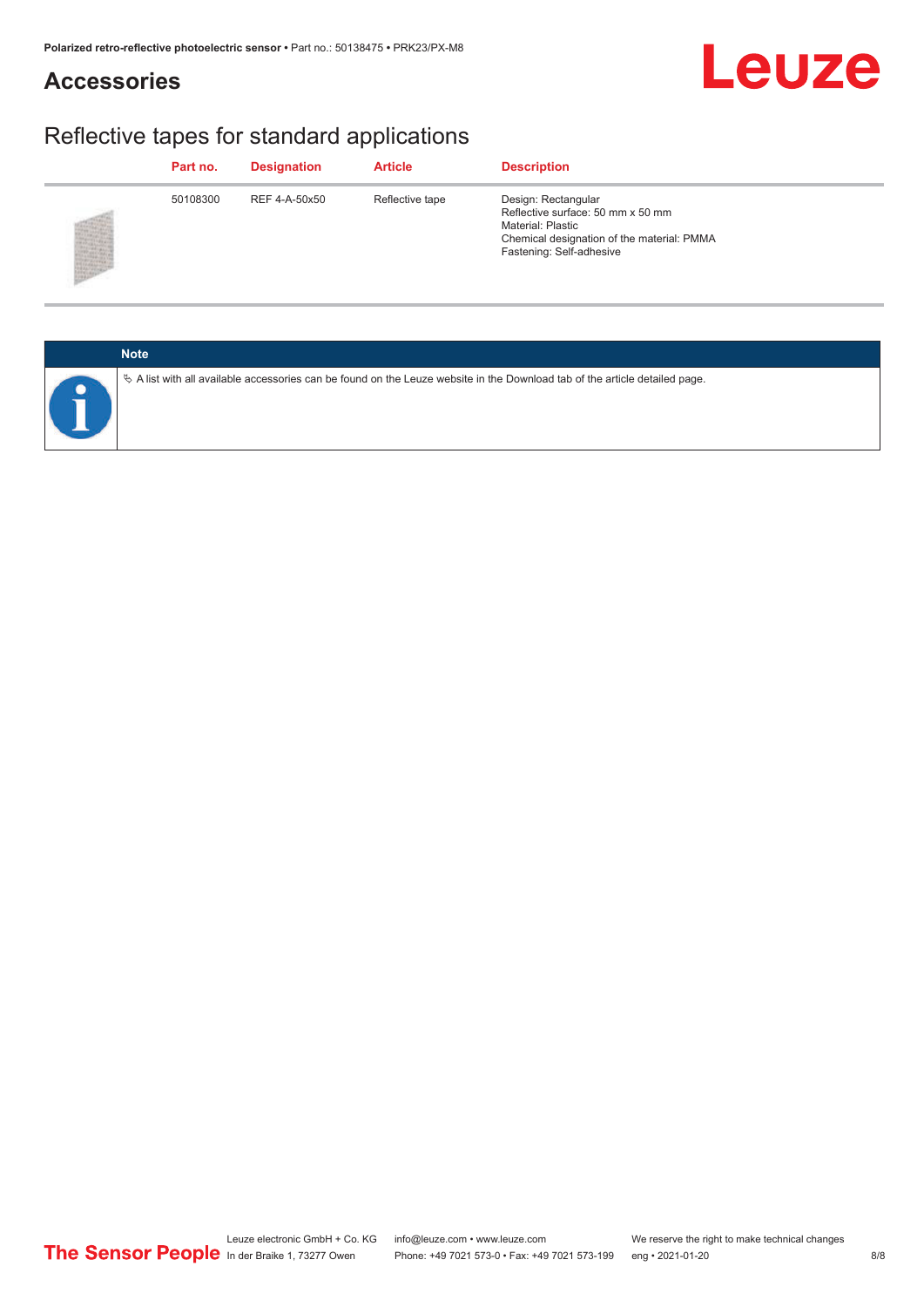## Accessories

# Reflective tapes for standard applications

| | Part no. | Designation | Article | Description |
|---|---|---|---|---|
| | 50108300 | REF 4-A-50x50 | Reflective tape | Design: Rectangular<br>Reflective surface: 50 mm x 50 mm<br>Material: Plastic<br>Chemical designation of the material: PMMA<br>Fastening: Self-adhesive |

**Note**

↳ A list with all available accessories can be found on the Leuze website in the Download tab of the article detailed page.